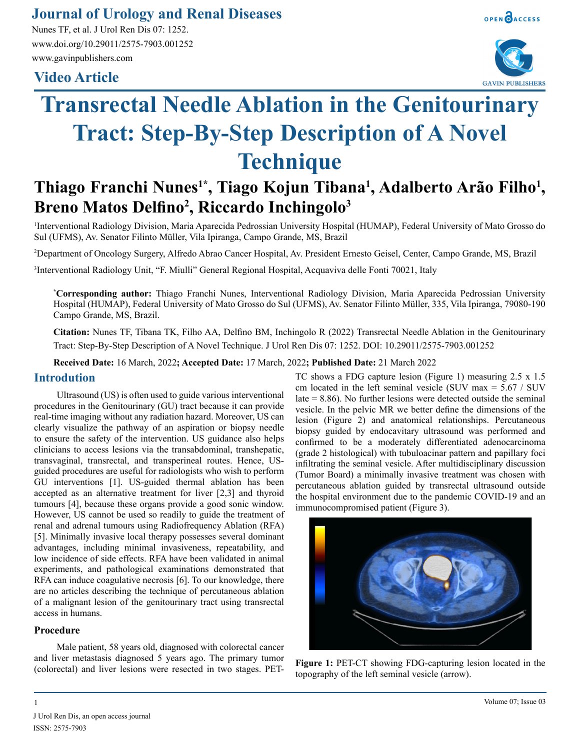# Journal of Urology and Renal Diseases

Nunes TF, et al. J Urol Ren Dis 07: 1252.
www.doi.org/10.29011/2575-7903.001252
www.gavinpublishers.com

## Video Article

# Transrectal Needle Ablation in the Genitourinary Tract: Step-By-Step Description of A Novel Technique

**Thiago Franchi Nunes[1*], Tiago Kojun Tibana[1], Adalberto Arão Filho[1], Breno Matos Delfino[2], Riccardo Inchingolo[3]**

[1]Interventional Radiology Division, Maria Aparecida Pedrossian University Hospital (HUMAP), Federal University of Mato Grosso do Sul (UFMS), Av. Senator Filinto Müller, Vila Ipiranga, Campo Grande, MS, Brazil

[2]Department of Oncology Surgery, Alfredo Abrao Cancer Hospital, Av. President Ernesto Geisel, Center, Campo Grande, MS, Brazil

[3]Interventional Radiology Unit, "F. Miulli" General Regional Hospital, Acquaviva delle Fonti 70021, Italy

**\*Corresponding author:** Thiago Franchi Nunes, Interventional Radiology Division, Maria Aparecida Pedrossian University Hospital (HUMAP), Federal University of Mato Grosso do Sul (UFMS), Av. Senator Filinto Müller, 335, Vila Ipiranga, 79080-190 Campo Grande, MS, Brazil.

**Citation:** Nunes TF, Tibana TK, Filho AA, Delfino BM, Inchingolo R (2022) Transrectal Needle Ablation in the Genitourinary Tract: Step-By-Step Description of A Novel Technique. J Urol Ren Dis 07: 1252. DOI: 10.29011/2575-7903.001252

**Received Date:** 16 March, 2022**; Accepted Date:** 17 March, 2022**; Published Date:** 21 March 2022

## Introduction

Ultrasound (US) is often used to guide various interventional procedures in the Genitourinary (GU) tract because it can provide real-time imaging without any radiation hazard. Moreover, US can clearly visualize the pathway of an aspiration or biopsy needle to ensure the safety of the intervention. US guidance also helps clinicians to access lesions via the transabdominal, transhepatic, transvaginal, transrectal, and transperineal routes. Hence, US-guided procedures are useful for radiologists who wish to perform GU interventions [1]. US-guided thermal ablation has been accepted as an alternative treatment for liver [2,3] and thyroid tumours [4], because these organs provide a good sonic window. However, US cannot be used so readily to guide the treatment of renal and adrenal tumours using Radiofrequency Ablation (RFA) [5]. Minimally invasive local therapy possesses several dominant advantages, including minimal invasiveness, repeatability, and low incidence of side effects. RFA have been validated in animal experiments, and pathological examinations demonstrated that RFA can induce coagulative necrosis [6]. To our knowledge, there are no articles describing the technique of percutaneous ablation of a malignant lesion of the genitourinary tract using transrectal access in humans.

### Procedure

Male patient, 58 years old, diagnosed with colorectal cancer and liver metastasis diagnosed 5 years ago. The primary tumor (colorectal) and liver lesions were resected in two stages. PET-TC shows a FDG capture lesion (Figure 1) measuring 2.5 x 1.5 cm located in the left seminal vesicle (SUV max = 5.67 / SUV late = 8.86). No further lesions were detected outside the seminal vesicle. In the pelvic MR we better define the dimensions of the lesion (Figure 2) and anatomical relationships. Percutaneous biopsy guided by endocavitary ultrasound was performed and confirmed to be a moderately differentiated adenocarcinoma (grade 2 histological) with tubuloacinar pattern and papillary foci infiltrating the seminal vesicle. After multidisciplinary discussion (Tumor Board) a minimally invasive treatment was chosen with percutaneous ablation guided by transrectal ultrasound outside the hospital environment due to the pandemic COVID-19 and an immunocompromised patient (Figure 3).

**Figure 1:** PET-CT showing FDG-capturing lesion located in the topography of the left seminal vesicle (arrow).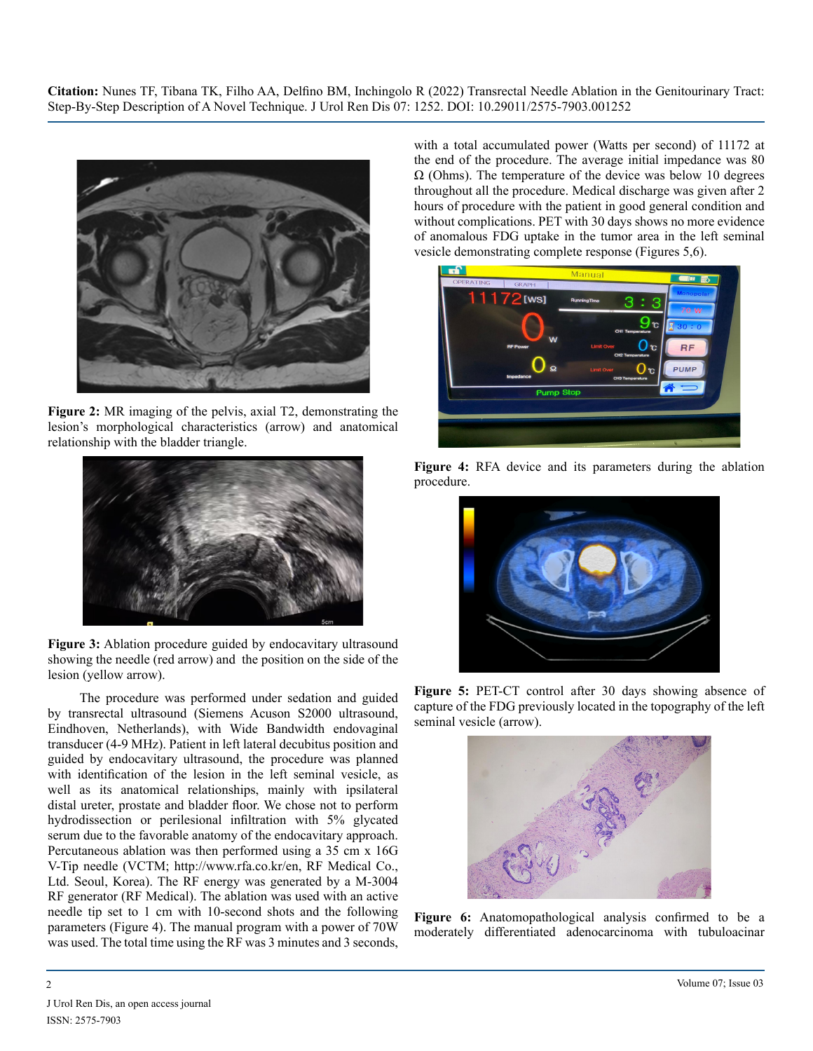**Figure 2:** MR imaging of the pelvis, axial T2, demonstrating the lesion's morphological characteristics (arrow) and anatomical relationship with the bladder triangle.

**Figure 3:** Ablation procedure guided by endocavitary ultrasound showing the needle (red arrow) and the position on the side of the lesion (yellow arrow).

The procedure was performed under sedation and guided by transrectal ultrasound (Siemens Acuson S2000 ultrasound, Eindhoven, Netherlands), with Wide Bandwidth endovaginal transducer (4-9 MHz). Patient in left lateral decubitus position and guided by endocavitary ultrasound, the procedure was planned with identification of the lesion in the left seminal vesicle, as well as its anatomical relationships, mainly with ipsilateral distal ureter, prostate and bladder floor. We chose not to perform hydrodissection or perilesional infiltration with 5% glycated serum due to the favorable anatomy of the endocavitary approach. Percutaneous ablation was then performed using a 35 cm x 16G V-Tip needle (VCTM; http://www.rfa.co.kr/en, RF Medical Co., Ltd. Seoul, Korea). The RF energy was generated by a M-3004 RF generator (RF Medical). The ablation was used with an active needle tip set to 1 cm with 10-second shots and the following parameters (Figure 4). The manual program with a power of 70W was used. The total time using the RF was 3 minutes and 3 seconds, with a total accumulated power (Watts per second) of 11172 at the end of the procedure. The average initial impedance was 80 Ω (Ohms). The temperature of the device was below 10 degrees throughout all the procedure. Medical discharge was given after 2 hours of procedure with the patient in good general condition and without complications. PET with 30 days shows no more evidence of anomalous FDG uptake in the tumor area in the left seminal vesicle demonstrating complete response (Figures 5,6).

**Figure 4:** RFA device and its parameters during the ablation procedure.

**Figure 5:** PET-CT control after 30 days showing absence of capture of the FDG previously located in the topography of the left seminal vesicle (arrow).

**Figure 6:** Anatomopathological analysis confirmed to be a moderately differentiated adenocarcinoma with tubuloacinar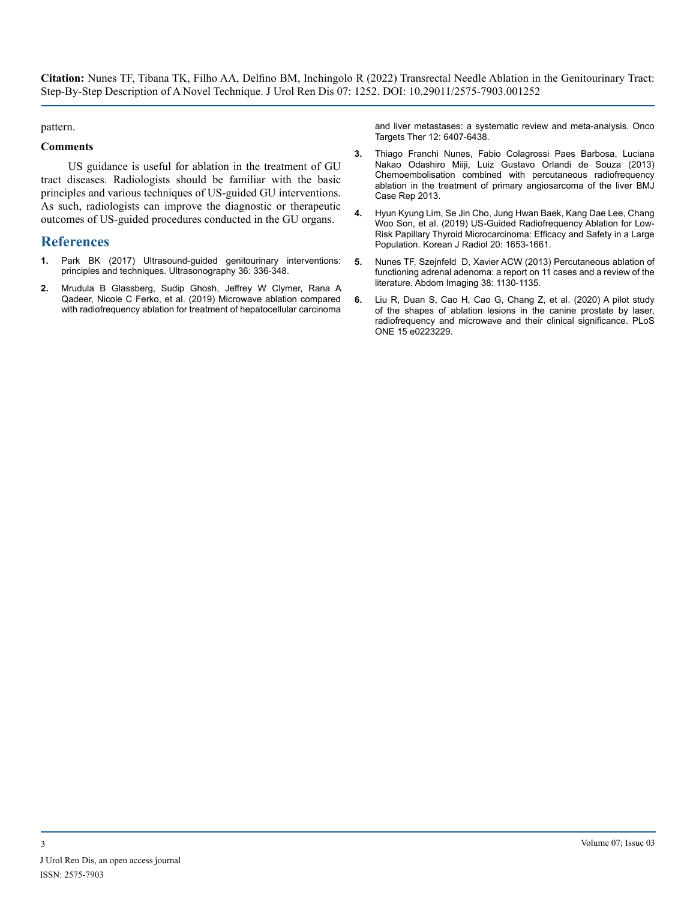pattern.

**Comments**

US guidance is useful for ablation in the treatment of GU tract diseases. Radiologists should be familiar with the basic principles and various techniques of US-guided GU interventions. As such, radiologists can improve the diagnostic or therapeutic outcomes of US-guided procedures conducted in the GU organs.

## References

1. Park BK (2017) Ultrasound-guided genitourinary interventions: principles and techniques. Ultrasonography 36: 336-348.
2. Mrudula B Glassberg, Sudip Ghosh, Jeffrey W Clymer, Rana A Qadeer, Nicole C Ferko, et al. (2019) Microwave ablation compared with radiofrequency ablation for treatment of hepatocellular carcinoma and liver metastases: a systematic review and meta-analysis. Onco Targets Ther 12: 6407-6438.
3. Thiago Franchi Nunes, Fabio Colagrossi Paes Barbosa, Luciana Nakao Odashiro Miiji, Luiz Gustavo Orlandi de Souza (2013) Chemoembolisation combined with percutaneous radiofrequency ablation in the treatment of primary angiosarcoma of the liver BMJ Case Rep 2013.
4. Hyun Kyung Lim, Se Jin Cho, Jung Hwan Baek, Kang Dae Lee, Chang Woo Son, et al. (2019) US-Guided Radiofrequency Ablation for Low-Risk Papillary Thyroid Microcarcinoma: Efficacy and Safety in a Large Population. Korean J Radiol 20: 1653-1661.
5. Nunes TF, Szejnfeld D, Xavier ACW (2013) Percutaneous ablation of functioning adrenal adenoma: a report on 11 cases and a review of the literature. Abdom Imaging 38: 1130-1135.
6. Liu R, Duan S, Cao H, Cao G, Chang Z, et al. (2020) A pilot study of the shapes of ablation lesions in the canine prostate by laser, radiofrequency and microwave and their clinical significance. PLoS ONE 15 e0223229.